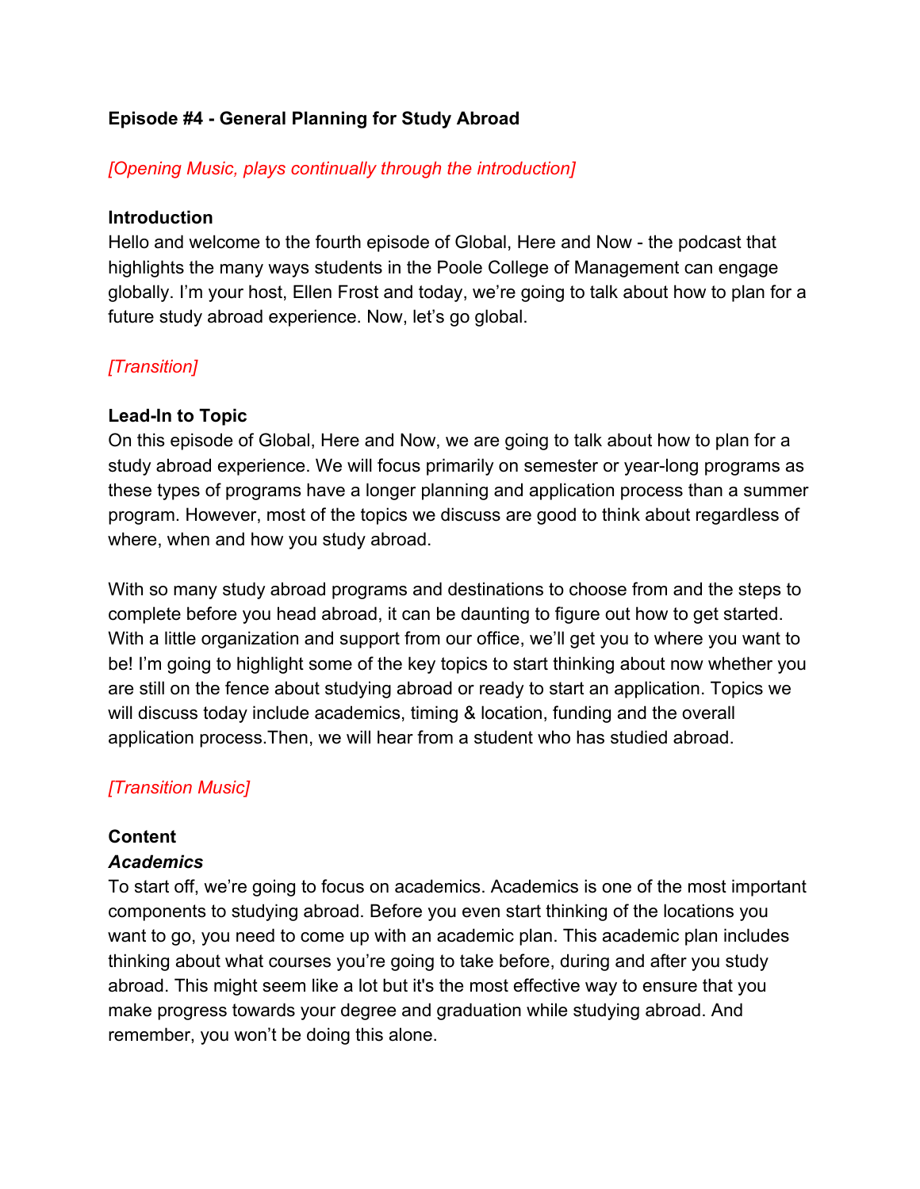**Episode #4 - General Planning for Study Abroad**

*[Opening Music, plays continually through the introduction]*

**Introduction**

Hello and welcome to the fourth episode of Global, Here and Now - the podcast that highlights the many ways students in the Poole College of Management can engage globally. I'm your host, Ellen Frost and today, we're going to talk about how to plan for a future study abroad experience. Now, let's go global.

*[Transition]*

**Lead-In to Topic**

On this episode of Global, Here and Now, we are going to talk about how to plan for a study abroad experience. We will focus primarily on semester or year-long programs as these types of programs have a longer planning and application process than a summer program. However, most of the topics we discuss are good to think about regardless of where, when and how you study abroad.

With so many study abroad programs and destinations to choose from and the steps to complete before you head abroad, it can be daunting to figure out how to get started. With a little organization and support from our office, we'll get you to where you want to be! I'm going to highlight some of the key topics to start thinking about now whether you are still on the fence about studying abroad or ready to start an application. Topics we will discuss today include academics, timing & location, funding and the overall application process.Then, we will hear from a student who has studied abroad.

*[Transition Music]*

**Content**

***Academics***

To start off, we're going to focus on academics. Academics is one of the most important components to studying abroad. Before you even start thinking of the locations you want to go, you need to come up with an academic plan. This academic plan includes thinking about what courses you're going to take before, during and after you study abroad. This might seem like a lot but it's the most effective way to ensure that you make progress towards your degree and graduation while studying abroad. And remember, you won't be doing this alone.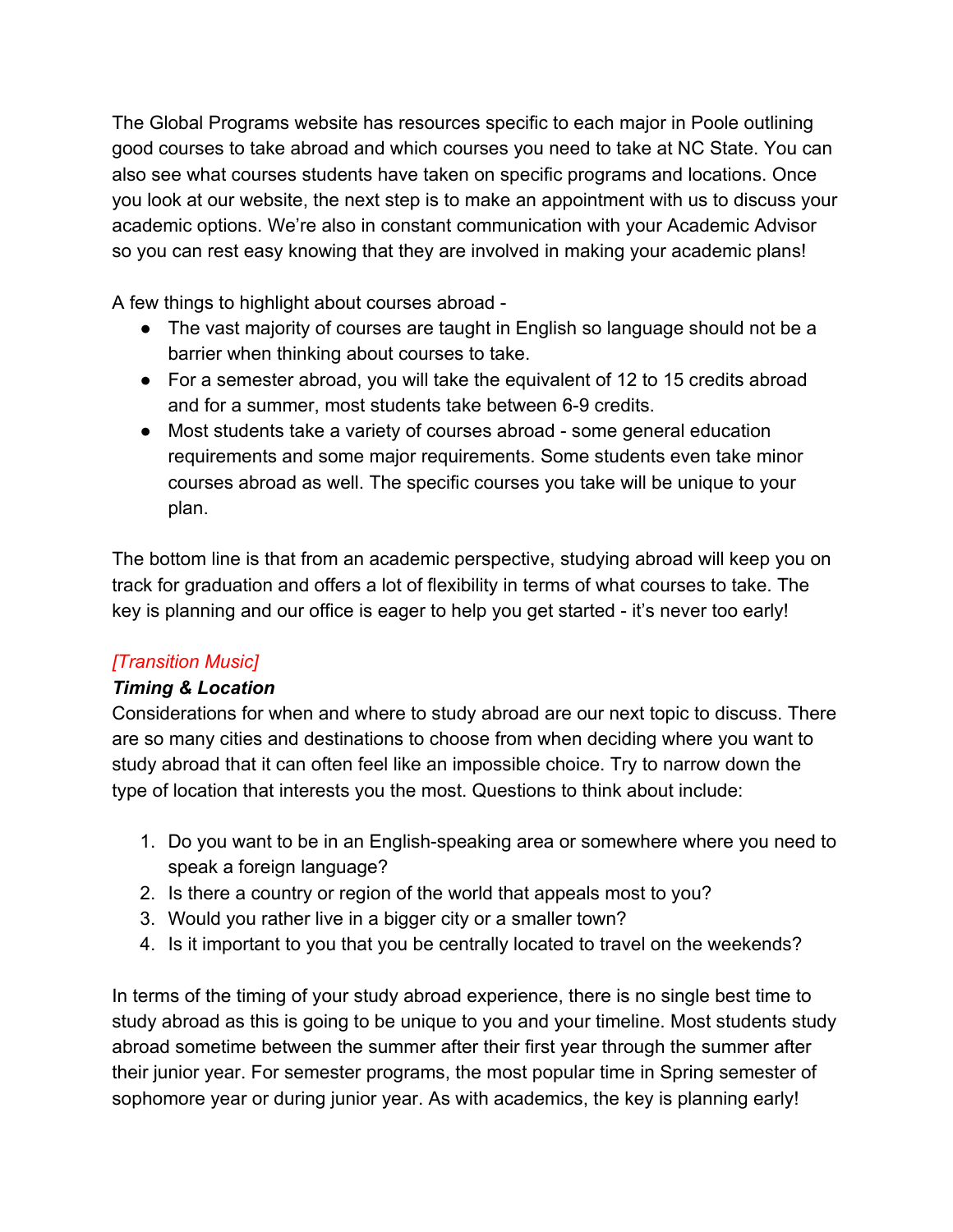The Global Programs website has resources specific to each major in Poole outlining good courses to take abroad and which courses you need to take at NC State. You can also see what courses students have taken on specific programs and locations. Once you look at our website, the next step is to make an appointment with us to discuss your academic options. We're also in constant communication with your Academic Advisor so you can rest easy knowing that they are involved in making your academic plans!

A few things to highlight about courses abroad -

- The vast majority of courses are taught in English so language should not be a barrier when thinking about courses to take.
- For a semester abroad, you will take the equivalent of 12 to 15 credits abroad and for a summer, most students take between 6-9 credits.
- Most students take a variety of courses abroad - some general education requirements and some major requirements. Some students even take minor courses abroad as well. The specific courses you take will be unique to your plan.

The bottom line is that from an academic perspective, studying abroad will keep you on track for graduation and offers a lot of flexibility in terms of what courses to take. The key is planning and our office is eager to help you get started - it's never too early!

*[Transition Music]*

***Timing & Location***

Considerations for when and where to study abroad are our next topic to discuss. There are so many cities and destinations to choose from when deciding where you want to study abroad that it can often feel like an impossible choice. Try to narrow down the type of location that interests you the most. Questions to think about include:

1. Do you want to be in an English-speaking area or somewhere where you need to speak a foreign language?
2. Is there a country or region of the world that appeals most to you?
3. Would you rather live in a bigger city or a smaller town?
4. Is it important to you that you be centrally located to travel on the weekends?

In terms of the timing of your study abroad experience, there is no single best time to study abroad as this is going to be unique to you and your timeline. Most students study abroad sometime between the summer after their first year through the summer after their junior year. For semester programs, the most popular time in Spring semester of sophomore year or during junior year. As with academics, the key is planning early!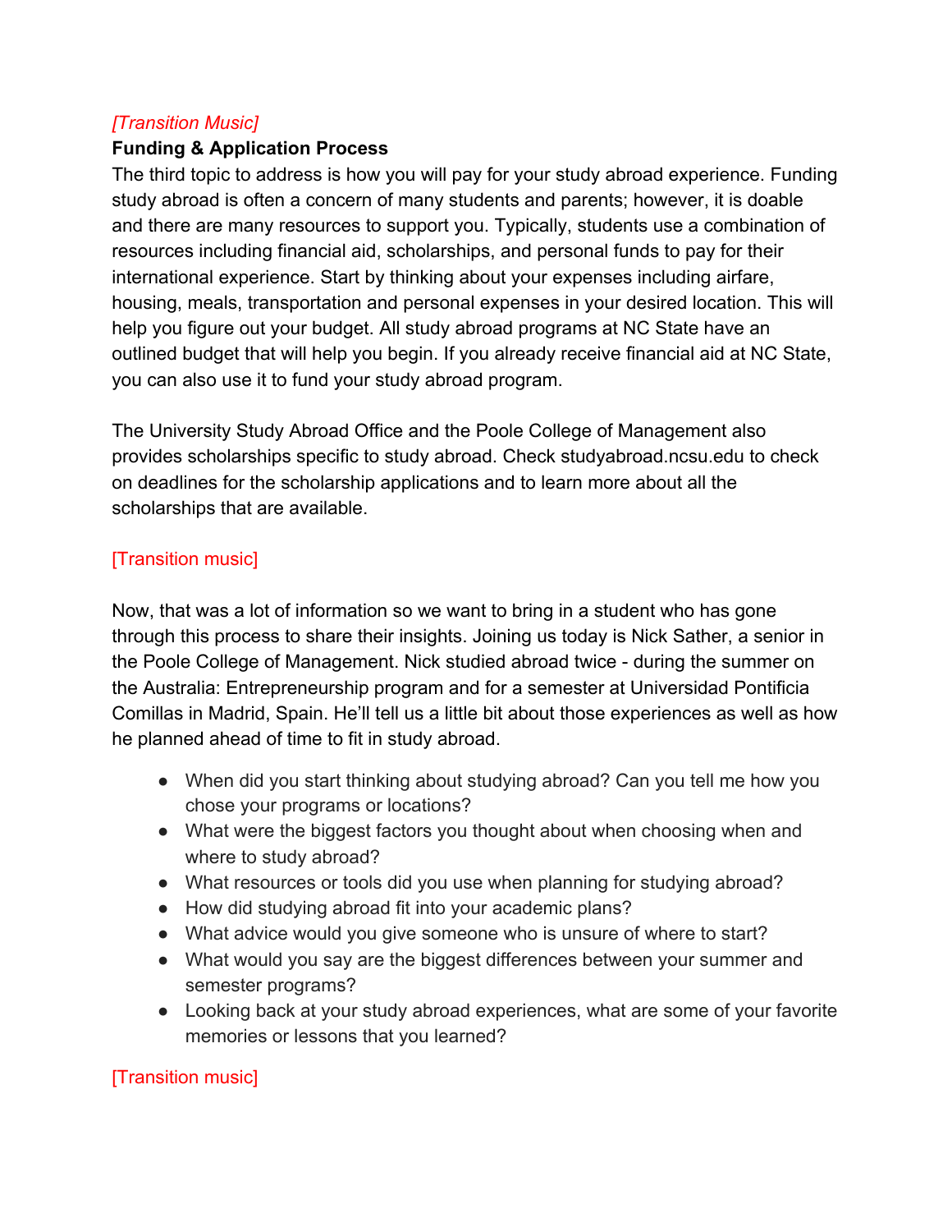*[Transition Music]*

**Funding & Application Process**

The third topic to address is how you will pay for your study abroad experience. Funding study abroad is often a concern of many students and parents; however, it is doable and there are many resources to support you. Typically, students use a combination of resources including financial aid, scholarships, and personal funds to pay for their international experience. Start by thinking about your expenses including airfare, housing, meals, transportation and personal expenses in your desired location. This will help you figure out your budget. All study abroad programs at NC State have an outlined budget that will help you begin. If you already receive financial aid at NC State, you can also use it to fund your study abroad program.

The University Study Abroad Office and the Poole College of Management also provides scholarships specific to study abroad. Check studyabroad.ncsu.edu to check on deadlines for the scholarship applications and to learn more about all the scholarships that are available.

[Transition music]

Now, that was a lot of information so we want to bring in a student who has gone through this process to share their insights. Joining us today is Nick Sather, a senior in the Poole College of Management. Nick studied abroad twice - during the summer on the Australia: Entrepreneurship program and for a semester at Universidad Pontificia Comillas in Madrid, Spain. He'll tell us a little bit about those experiences as well as how he planned ahead of time to fit in study abroad.

- When did you start thinking about studying abroad? Can you tell me how you chose your programs or locations?
- What were the biggest factors you thought about when choosing when and where to study abroad?
- What resources or tools did you use when planning for studying abroad?
- How did studying abroad fit into your academic plans?
- What advice would you give someone who is unsure of where to start?
- What would you say are the biggest differences between your summer and semester programs?
- Looking back at your study abroad experiences, what are some of your favorite memories or lessons that you learned?

[Transition music]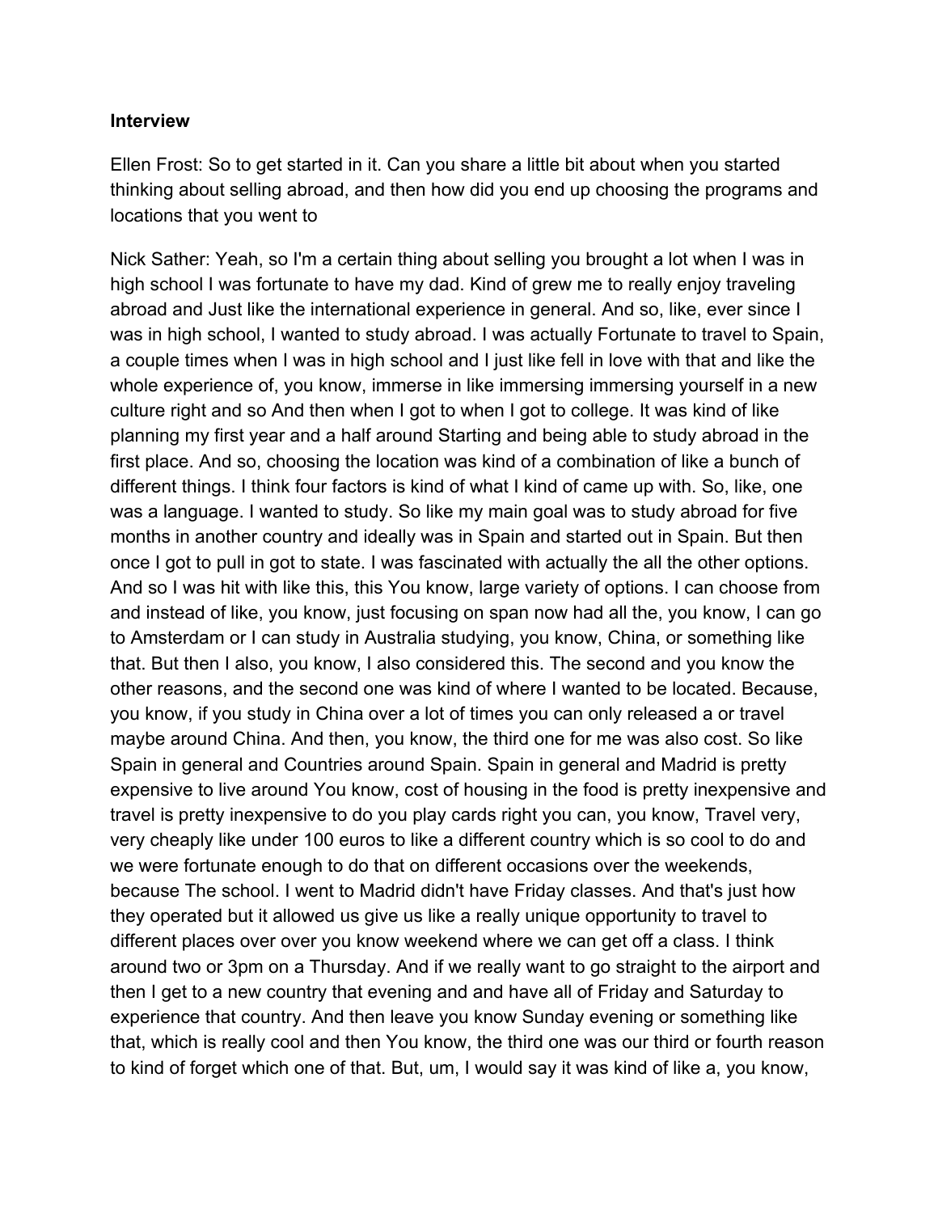**Interview**

Ellen Frost: So to get started in it. Can you share a little bit about when you started thinking about selling abroad, and then how did you end up choosing the programs and locations that you went to

Nick Sather: Yeah, so I'm a certain thing about selling you brought a lot when I was in high school I was fortunate to have my dad. Kind of grew me to really enjoy traveling abroad and Just like the international experience in general. And so, like, ever since I was in high school, I wanted to study abroad. I was actually Fortunate to travel to Spain, a couple times when I was in high school and I just like fell in love with that and like the whole experience of, you know, immerse in like immersing immersing yourself in a new culture right and so And then when I got to when I got to college. It was kind of like planning my first year and a half around Starting and being able to study abroad in the first place. And so, choosing the location was kind of a combination of like a bunch of different things. I think four factors is kind of what I kind of came up with. So, like, one was a language. I wanted to study. So like my main goal was to study abroad for five months in another country and ideally was in Spain and started out in Spain. But then once I got to pull in got to state. I was fascinated with actually the all the other options. And so I was hit with like this, this You know, large variety of options. I can choose from and instead of like, you know, just focusing on span now had all the, you know, I can go to Amsterdam or I can study in Australia studying, you know, China, or something like that. But then I also, you know, I also considered this. The second and you know the other reasons, and the second one was kind of where I wanted to be located. Because, you know, if you study in China over a lot of times you can only released a or travel maybe around China. And then, you know, the third one for me was also cost. So like Spain in general and Countries around Spain. Spain in general and Madrid is pretty expensive to live around You know, cost of housing in the food is pretty inexpensive and travel is pretty inexpensive to do you play cards right you can, you know, Travel very, very cheaply like under 100 euros to like a different country which is so cool to do and we were fortunate enough to do that on different occasions over the weekends, because The school. I went to Madrid didn't have Friday classes. And that's just how they operated but it allowed us give us like a really unique opportunity to travel to different places over over you know weekend where we can get off a class. I think around two or 3pm on a Thursday. And if we really want to go straight to the airport and then I get to a new country that evening and and have all of Friday and Saturday to experience that country. And then leave you know Sunday evening or something like that, which is really cool and then You know, the third one was our third or fourth reason to kind of forget which one of that. But, um, I would say it was kind of like a, you know,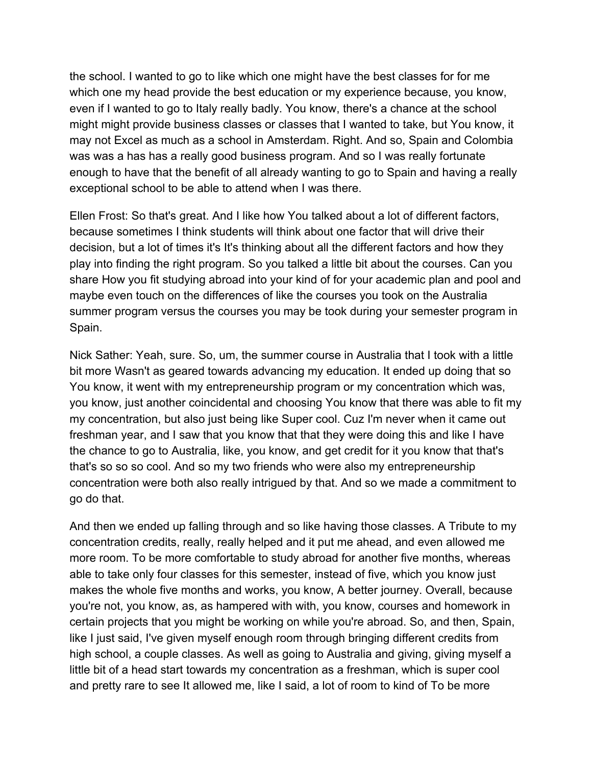the school. I wanted to go to like which one might have the best classes for for me which one my head provide the best education or my experience because, you know, even if I wanted to go to Italy really badly. You know, there's a chance at the school might might provide business classes or classes that I wanted to take, but You know, it may not Excel as much as a school in Amsterdam. Right. And so, Spain and Colombia was was a has has a really good business program. And so I was really fortunate enough to have that the benefit of all already wanting to go to Spain and having a really exceptional school to be able to attend when I was there.

Ellen Frost: So that's great. And I like how You talked about a lot of different factors, because sometimes I think students will think about one factor that will drive their decision, but a lot of times it's It's thinking about all the different factors and how they play into finding the right program. So you talked a little bit about the courses. Can you share How you fit studying abroad into your kind of for your academic plan and pool and maybe even touch on the differences of like the courses you took on the Australia summer program versus the courses you may be took during your semester program in Spain.

Nick Sather: Yeah, sure. So, um, the summer course in Australia that I took with a little bit more Wasn't as geared towards advancing my education. It ended up doing that so You know, it went with my entrepreneurship program or my concentration which was, you know, just another coincidental and choosing You know that there was able to fit my my concentration, but also just being like Super cool. Cuz I'm never when it came out freshman year, and I saw that you know that that they were doing this and like I have the chance to go to Australia, like, you know, and get credit for it you know that that's that's so so so cool. And so my two friends who were also my entrepreneurship concentration were both also really intrigued by that. And so we made a commitment to go do that.

And then we ended up falling through and so like having those classes. A Tribute to my concentration credits, really, really helped and it put me ahead, and even allowed me more room. To be more comfortable to study abroad for another five months, whereas able to take only four classes for this semester, instead of five, which you know just makes the whole five months and works, you know, A better journey. Overall, because you're not, you know, as, as hampered with with, you know, courses and homework in certain projects that you might be working on while you're abroad. So, and then, Spain, like I just said, I've given myself enough room through bringing different credits from high school, a couple classes. As well as going to Australia and giving, giving myself a little bit of a head start towards my concentration as a freshman, which is super cool and pretty rare to see It allowed me, like I said, a lot of room to kind of To be more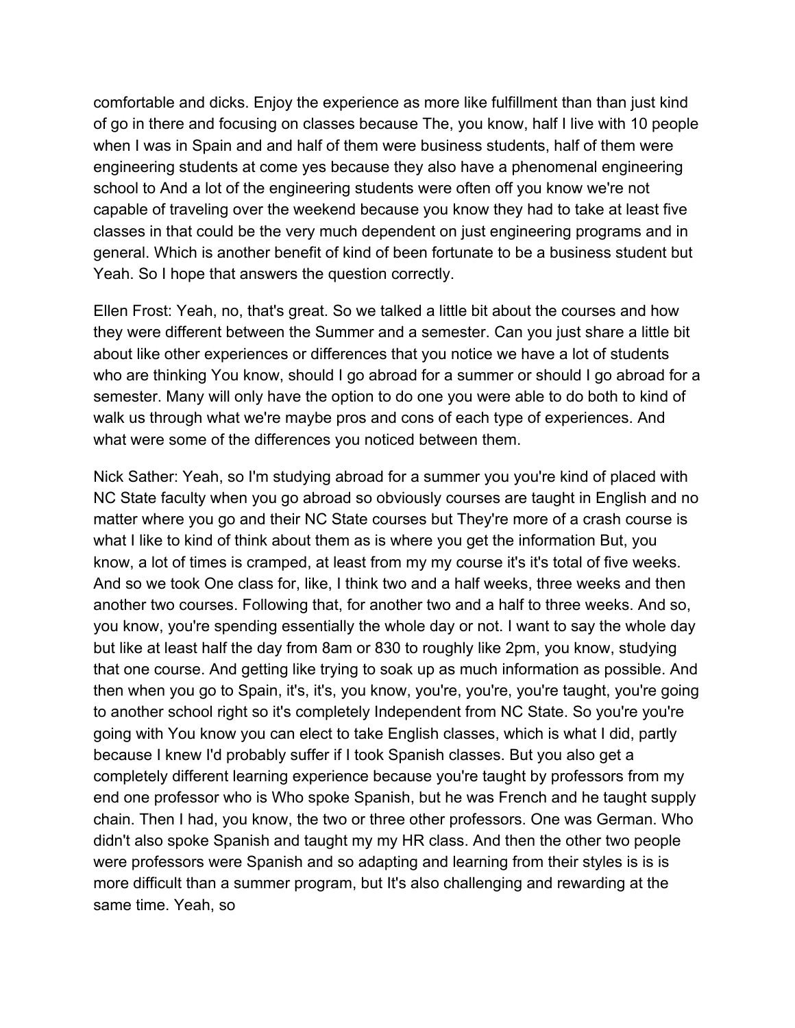comfortable and dicks. Enjoy the experience as more like fulfillment than than just kind of go in there and focusing on classes because The, you know, half I live with 10 people when I was in Spain and and half of them were business students, half of them were engineering students at come yes because they also have a phenomenal engineering school to And a lot of the engineering students were often off you know we're not capable of traveling over the weekend because you know they had to take at least five classes in that could be the very much dependent on just engineering programs and in general. Which is another benefit of kind of been fortunate to be a business student but Yeah. So I hope that answers the question correctly.

Ellen Frost: Yeah, no, that's great. So we talked a little bit about the courses and how they were different between the Summer and a semester. Can you just share a little bit about like other experiences or differences that you notice we have a lot of students who are thinking You know, should I go abroad for a summer or should I go abroad for a semester. Many will only have the option to do one you were able to do both to kind of walk us through what we're maybe pros and cons of each type of experiences. And what were some of the differences you noticed between them.

Nick Sather: Yeah, so I'm studying abroad for a summer you you're kind of placed with NC State faculty when you go abroad so obviously courses are taught in English and no matter where you go and their NC State courses but They're more of a crash course is what I like to kind of think about them as is where you get the information But, you know, a lot of times is cramped, at least from my my course it's it's total of five weeks. And so we took One class for, like, I think two and a half weeks, three weeks and then another two courses. Following that, for another two and a half to three weeks. And so, you know, you're spending essentially the whole day or not. I want to say the whole day but like at least half the day from 8am or 830 to roughly like 2pm, you know, studying that one course. And getting like trying to soak up as much information as possible. And then when you go to Spain, it's, it's, you know, you're, you're, you're taught, you're going to another school right so it's completely Independent from NC State. So you're you're going with You know you can elect to take English classes, which is what I did, partly because I knew I'd probably suffer if I took Spanish classes. But you also get a completely different learning experience because you're taught by professors from my end one professor who is Who spoke Spanish, but he was French and he taught supply chain. Then I had, you know, the two or three other professors. One was German. Who didn't also spoke Spanish and taught my my HR class. And then the other two people were professors were Spanish and so adapting and learning from their styles is is is more difficult than a summer program, but It's also challenging and rewarding at the same time. Yeah, so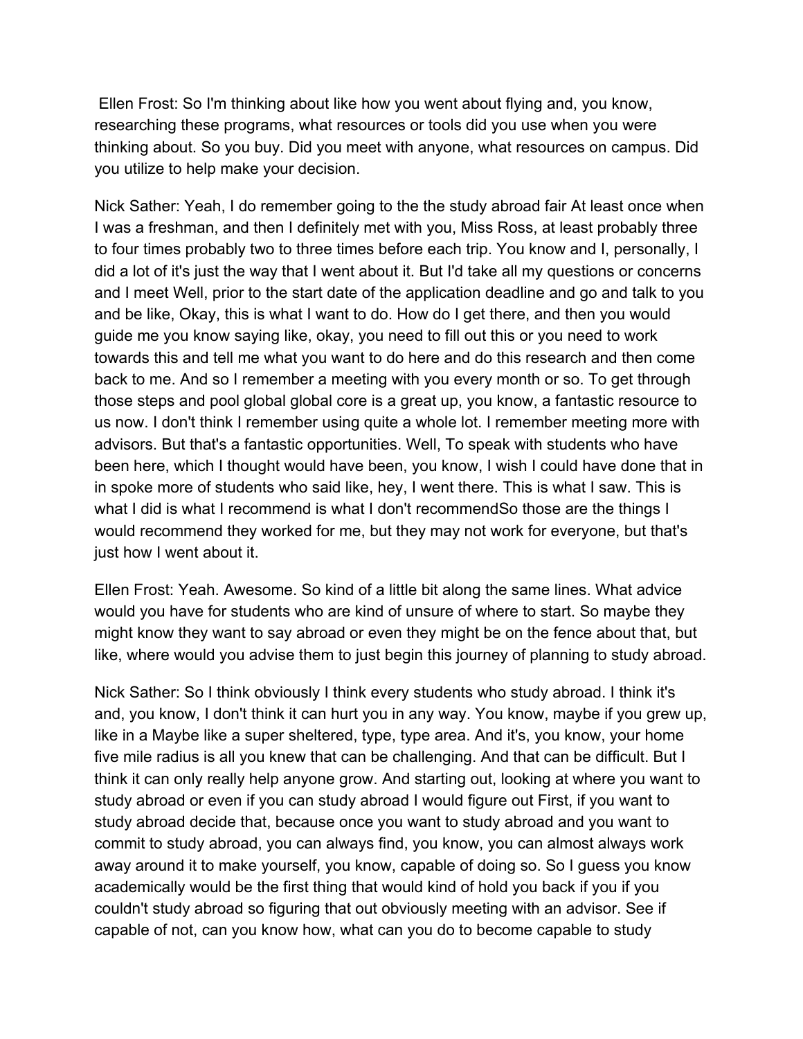Ellen Frost: So I'm thinking about like how you went about flying and, you know, researching these programs, what resources or tools did you use when you were thinking about. So you buy. Did you meet with anyone, what resources on campus. Did you utilize to help make your decision.

Nick Sather: Yeah, I do remember going to the the study abroad fair At least once when I was a freshman, and then I definitely met with you, Miss Ross, at least probably three to four times probably two to three times before each trip. You know and I, personally, I did a lot of it's just the way that I went about it. But I'd take all my questions or concerns and I meet Well, prior to the start date of the application deadline and go and talk to you and be like, Okay, this is what I want to do. How do I get there, and then you would guide me you know saying like, okay, you need to fill out this or you need to work towards this and tell me what you want to do here and do this research and then come back to me. And so I remember a meeting with you every month or so. To get through those steps and pool global global core is a great up, you know, a fantastic resource to us now. I don't think I remember using quite a whole lot. I remember meeting more with advisors. But that's a fantastic opportunities. Well, To speak with students who have been here, which I thought would have been, you know, I wish I could have done that in in spoke more of students who said like, hey, I went there. This is what I saw. This is what I did is what I recommend is what I don't recommendSo those are the things I would recommend they worked for me, but they may not work for everyone, but that's just how I went about it.

Ellen Frost: Yeah. Awesome. So kind of a little bit along the same lines. What advice would you have for students who are kind of unsure of where to start. So maybe they might know they want to say abroad or even they might be on the fence about that, but like, where would you advise them to just begin this journey of planning to study abroad.

Nick Sather: So I think obviously I think every students who study abroad. I think it's and, you know, I don't think it can hurt you in any way. You know, maybe if you grew up, like in a Maybe like a super sheltered, type, type area. And it's, you know, your home five mile radius is all you knew that can be challenging. And that can be difficult. But I think it can only really help anyone grow. And starting out, looking at where you want to study abroad or even if you can study abroad I would figure out First, if you want to study abroad decide that, because once you want to study abroad and you want to commit to study abroad, you can always find, you know, you can almost always work away around it to make yourself, you know, capable of doing so. So I guess you know academically would be the first thing that would kind of hold you back if you if you couldn't study abroad so figuring that out obviously meeting with an advisor. See if capable of not, can you know how, what can you do to become capable to study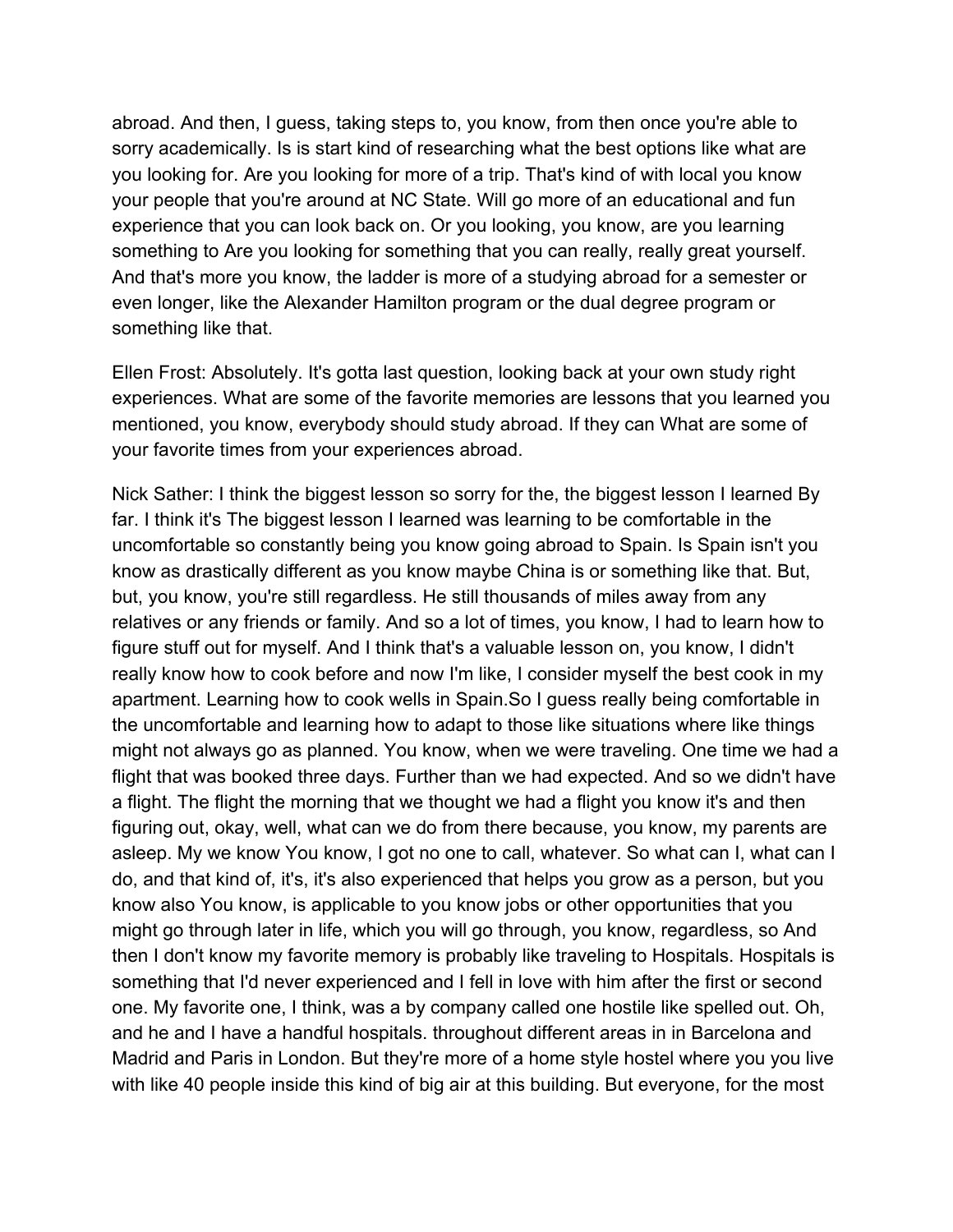abroad. And then, I guess, taking steps to, you know, from then once you're able to sorry academically. Is is start kind of researching what the best options like what are you looking for. Are you looking for more of a trip. That's kind of with local you know your people that you're around at NC State. Will go more of an educational and fun experience that you can look back on. Or you looking, you know, are you learning something to Are you looking for something that you can really, really great yourself. And that's more you know, the ladder is more of a studying abroad for a semester or even longer, like the Alexander Hamilton program or the dual degree program or something like that.

Ellen Frost: Absolutely. It's gotta last question, looking back at your own study right experiences. What are some of the favorite memories are lessons that you learned you mentioned, you know, everybody should study abroad. If they can What are some of your favorite times from your experiences abroad.

Nick Sather: I think the biggest lesson so sorry for the, the biggest lesson I learned By far. I think it's The biggest lesson I learned was learning to be comfortable in the uncomfortable so constantly being you know going abroad to Spain. Is Spain isn't you know as drastically different as you know maybe China is or something like that. But, but, you know, you're still regardless. He still thousands of miles away from any relatives or any friends or family. And so a lot of times, you know, I had to learn how to figure stuff out for myself. And I think that's a valuable lesson on, you know, I didn't really know how to cook before and now I'm like, I consider myself the best cook in my apartment. Learning how to cook wells in Spain.So I guess really being comfortable in the uncomfortable and learning how to adapt to those like situations where like things might not always go as planned. You know, when we were traveling. One time we had a flight that was booked three days. Further than we had expected. And so we didn't have a flight. The flight the morning that we thought we had a flight you know it's and then figuring out, okay, well, what can we do from there because, you know, my parents are asleep. My we know You know, I got no one to call, whatever. So what can I, what can I do, and that kind of, it's, it's also experienced that helps you grow as a person, but you know also You know, is applicable to you know jobs or other opportunities that you might go through later in life, which you will go through, you know, regardless, so And then I don't know my favorite memory is probably like traveling to Hospitals. Hospitals is something that I'd never experienced and I fell in love with him after the first or second one. My favorite one, I think, was a by company called one hostile like spelled out. Oh, and he and I have a handful hospitals. throughout different areas in in Barcelona and Madrid and Paris in London. But they're more of a home style hostel where you you live with like 40 people inside this kind of big air at this building. But everyone, for the most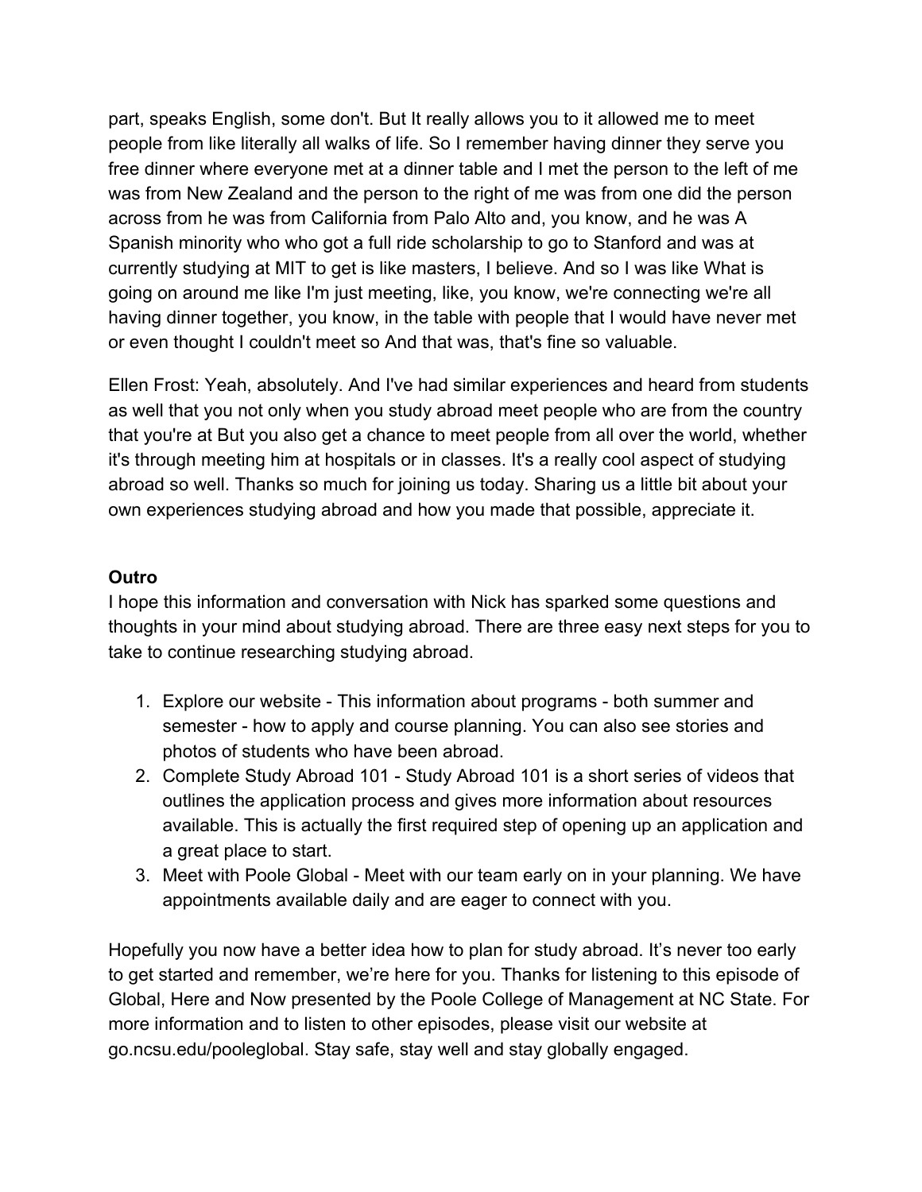part, speaks English, some don't. But It really allows you to it allowed me to meet people from like literally all walks of life. So I remember having dinner they serve you free dinner where everyone met at a dinner table and I met the person to the left of me was from New Zealand and the person to the right of me was from one did the person across from he was from California from Palo Alto and, you know, and he was A Spanish minority who who got a full ride scholarship to go to Stanford and was at currently studying at MIT to get is like masters, I believe. And so I was like What is going on around me like I'm just meeting, like, you know, we're connecting we're all having dinner together, you know, in the table with people that I would have never met or even thought I couldn't meet so And that was, that's fine so valuable.

Ellen Frost: Yeah, absolutely. And I've had similar experiences and heard from students as well that you not only when you study abroad meet people who are from the country that you're at But you also get a chance to meet people from all over the world, whether it's through meeting him at hospitals or in classes. It's a really cool aspect of studying abroad so well. Thanks so much for joining us today. Sharing us a little bit about your own experiences studying abroad and how you made that possible, appreciate it.

**Outro**

I hope this information and conversation with Nick has sparked some questions and thoughts in your mind about studying abroad. There are three easy next steps for you to take to continue researching studying abroad.

1. Explore our website - This information about programs - both summer and semester - how to apply and course planning. You can also see stories and photos of students who have been abroad.
2. Complete Study Abroad 101 - Study Abroad 101 is a short series of videos that outlines the application process and gives more information about resources available. This is actually the first required step of opening up an application and a great place to start.
3. Meet with Poole Global - Meet with our team early on in your planning. We have appointments available daily and are eager to connect with you.

Hopefully you now have a better idea how to plan for study abroad. It's never too early to get started and remember, we're here for you. Thanks for listening to this episode of Global, Here and Now presented by the Poole College of Management at NC State. For more information and to listen to other episodes, please visit our website at go.ncsu.edu/pooleglobal. Stay safe, stay well and stay globally engaged.